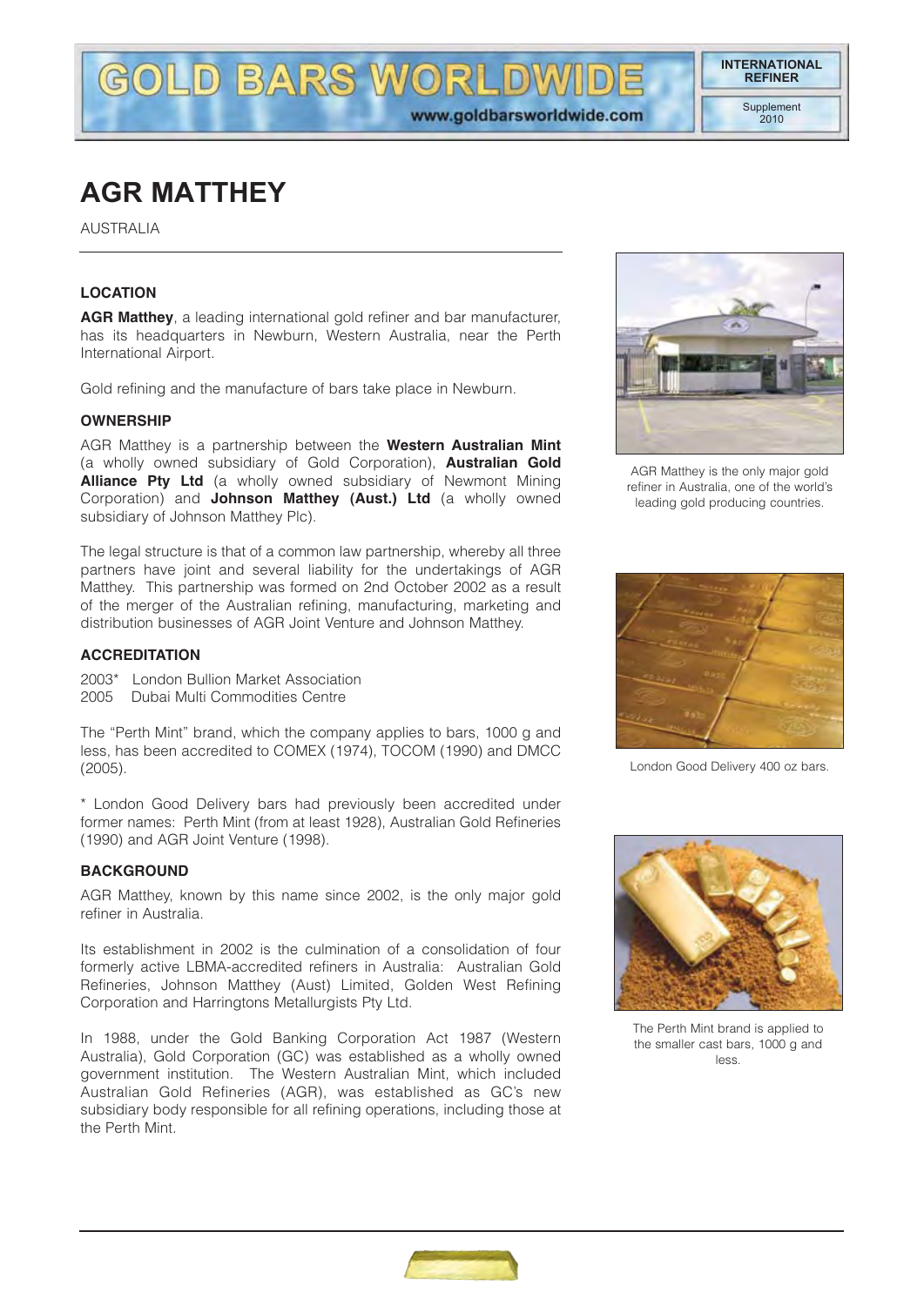# AGR MATTHEY

AUSTRALIA

## LOCATION

**AGR Matthey**, a leading international gold refiner and bar manufacturer, has its headquarters in Newburn, Western Australia, near the Perth International Airport.

Gold refining and the manufacture of bars take place in Newburn.

## OWNERSHIP

AGR Matthey is a partnership between the **Western Australian Mint** (a wholly owned subsidiary of Gold Corporation), **Australian Gold Alliance Pty Ltd** (a wholly owned subsidiary of Newmont Mining Corporation) and **Johnson Matthey (Aust.) Ltd** (a wholly owned subsidiary of Johnson Matthey Plc).

The legal structure is that of a common law partnership, whereby all three partners have joint and several liability for the undertakings of AGR Matthey. This partnership was formed on 2nd October 2002 as a result of the merger of the Australian refining, manufacturing, marketing and distribution businesses of AGR Joint Venture and Johnson Matthey.

## ACCREDITATION

2003* London Bullion Market Association
2005 Dubai Multi Commodities Centre

The "Perth Mint" brand, which the company applies to bars, 1000 g and less, has been accredited to COMEX (1974), TOCOM (1990) and DMCC (2005).

* London Good Delivery bars had previously been accredited under former names: Perth Mint (from at least 1928), Australian Gold Refineries (1990) and AGR Joint Venture (1998).

## BACKGROUND

AGR Matthey, known by this name since 2002, is the only major gold refiner in Australia.

Its establishment in 2002 is the culmination of a consolidation of four formerly active LBMA-accredited refiners in Australia: Australian Gold Refineries, Johnson Matthey (Aust) Limited, Golden West Refining Corporation and Harringtons Metallurgists Pty Ltd.

In 1988, under the Gold Banking Corporation Act 1987 (Western Australia), Gold Corporation (GC) was established as a wholly owned government institution. The Western Australian Mint, which included Australian Gold Refineries (AGR), was established as GC's new subsidiary body responsible for all refining operations, including those at the Perth Mint.

AGR Matthey is the only major gold refiner in Australia, one of the world's leading gold producing countries.

London Good Delivery 400 oz bars.

The Perth Mint brand is applied to the smaller cast bars, 1000 g and less.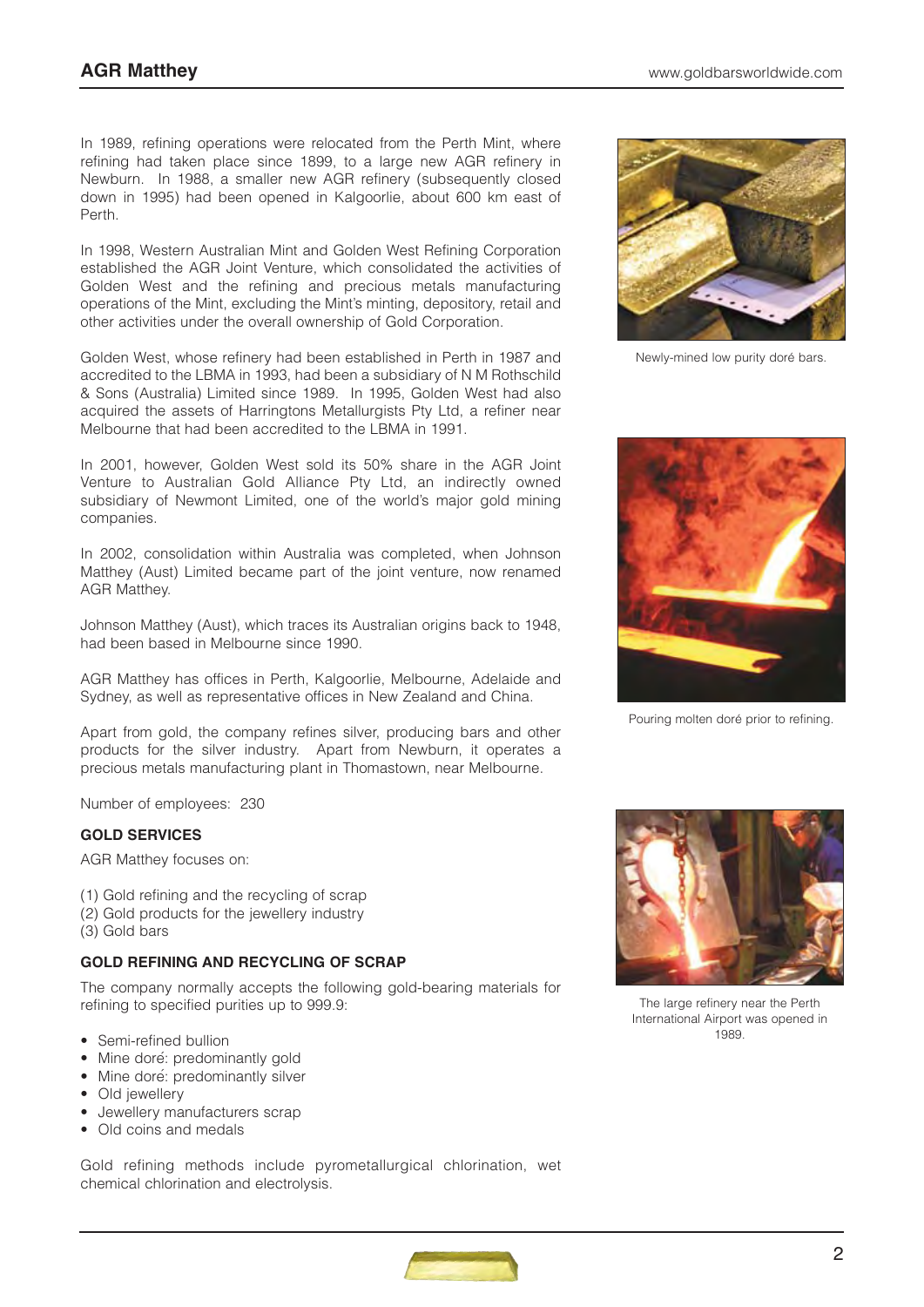In 1989, refining operations were relocated from the Perth Mint, where refining had taken place since 1899, to a large new AGR refinery in Newburn. In 1988, a smaller new AGR refinery (subsequently closed down in 1995) had been opened in Kalgoorlie, about 600 km east of Perth.

In 1998, Western Australian Mint and Golden West Refining Corporation established the AGR Joint Venture, which consolidated the activities of Golden West and the refining and precious metals manufacturing operations of the Mint, excluding the Mint's minting, depository, retail and other activities under the overall ownership of Gold Corporation.

Golden West, whose refinery had been established in Perth in 1987 and accredited to the LBMA in 1993, had been a subsidiary of N M Rothschild & Sons (Australia) Limited since 1989. In 1995, Golden West had also acquired the assets of Harringtons Metallurgists Pty Ltd, a refiner near Melbourne that had been accredited to the LBMA in 1991.

In 2001, however, Golden West sold its 50% share in the AGR Joint Venture to Australian Gold Alliance Pty Ltd, an indirectly owned subsidiary of Newmont Limited, one of the world's major gold mining companies.

In 2002, consolidation within Australia was completed, when Johnson Matthey (Aust) Limited became part of the joint venture, now renamed AGR Matthey.

Johnson Matthey (Aust), which traces its Australian origins back to 1948, had been based in Melbourne since 1990.

AGR Matthey has offices in Perth, Kalgoorlie, Melbourne, Adelaide and Sydney, as well as representative offices in New Zealand and China.

Apart from gold, the company refines silver, producing bars and other products for the silver industry. Apart from Newburn, it operates a precious metals manufacturing plant in Thomastown, near Melbourne.

Number of employees: 230

**GOLD SERVICES**

AGR Matthey focuses on:

(1) Gold refining and the recycling of scrap
(2) Gold products for the jewellery industry
(3) Gold bars

**GOLD REFINING AND RECYCLING OF SCRAP**

The company normally accepts the following gold-bearing materials for refining to specified purities up to 999.9:

- Semi-refined bullion
- Mine doré: predominantly gold
- Mine doré: predominantly silver
- Old jewellery
- Jewellery manufacturers scrap
- Old coins and medals

Gold refining methods include pyrometallurgical chlorination, wet chemical chlorination and electrolysis.

Newly-mined low purity doré bars.

Pouring molten doré prior to refining.

The large refinery near the Perth International Airport was opened in 1989.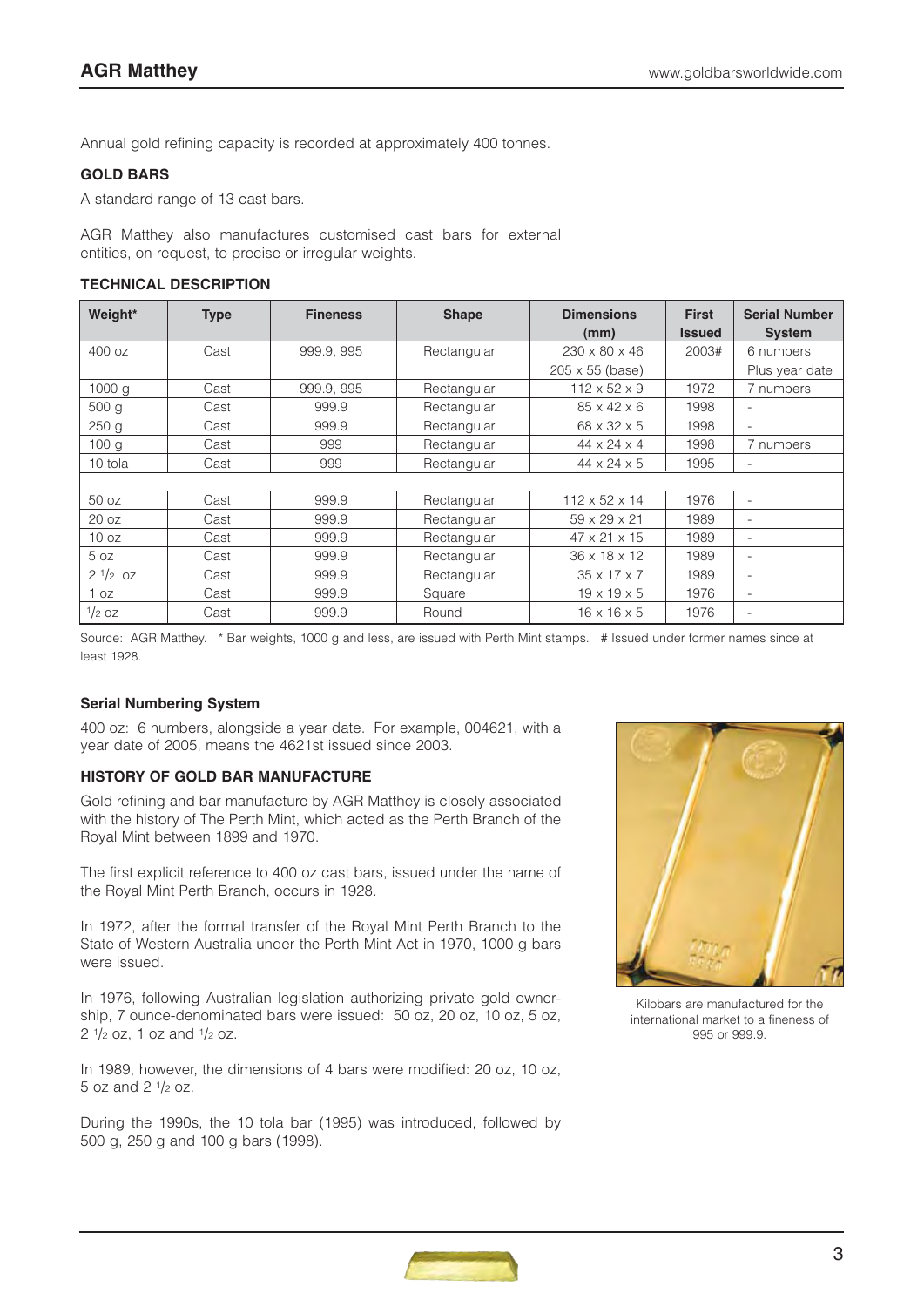## AGR Matthey

Annual gold refining capacity is recorded at approximately 400 tonnes.

### GOLD BARS

A standard range of 13 cast bars.

AGR Matthey also manufactures customised cast bars for external entities, on request, to precise or irregular weights.

### TECHNICAL DESCRIPTION

| Weight* | Type | Fineness | Shape | Dimensions (mm) | First Issued | Serial Number System |
|---|---|---|---|---|---|---|
| 400 oz | Cast | 999.9, 995 | Rectangular | 230 x 80 x 46<br>205 x 55 (base) | 2003# | 6 numbers<br>Plus year date |
| 1000 g | Cast | 999.9, 995 | Rectangular | 112 x 52 x 9 | 1972 | 7 numbers |
| 500 g | Cast | 999.9 | Rectangular | 85 x 42 x 6 | 1998 | - |
| 250 g | Cast | 999.9 | Rectangular | 68 x 32 x 5 | 1998 | - |
| 100 g | Cast | 999 | Rectangular | 44 x 24 x 4 | 1998 | 7 numbers |
| 10 tola | Cast | 999 | Rectangular | 44 x 24 x 5 | 1995 | - |
| | | | | | | |
| 50 oz | Cast | 999.9 | Rectangular | 112 x 52 x 14 | 1976 | - |
| 20 oz | Cast | 999.9 | Rectangular | 59 x 29 x 21 | 1989 | - |
| 10 oz | Cast | 999.9 | Rectangular | 47 x 21 x 15 | 1989 | - |
| 5 oz | Cast | 999.9 | Rectangular | 36 x 18 x 12 | 1989 | - |
| 2 1/2 oz | Cast | 999.9 | Rectangular | 35 x 17 x 7 | 1989 | - |
| 1 oz | Cast | 999.9 | Square | 19 x 19 x 5 | 1976 | - |
| 1/2 oz | Cast | 999.9 | Round | 16 x 16 x 5 | 1976 | - |

Source: AGR Matthey. * Bar weights, 1000 g and less, are issued with Perth Mint stamps. # Issued under former names since at least 1928.

#### Serial Numbering System

400 oz: 6 numbers, alongside a year date. For example, 004621, with a year date of 2005, means the 4621st issued since 2003.

### HISTORY OF GOLD BAR MANUFACTURE

Gold refining and bar manufacture by AGR Matthey is closely associated with the history of The Perth Mint, which acted as the Perth Branch of the Royal Mint between 1899 and 1970.

The first explicit reference to 400 oz cast bars, issued under the name of the Royal Mint Perth Branch, occurs in 1928.

In 1972, after the formal transfer of the Royal Mint Perth Branch to the State of Western Australia under the Perth Mint Act in 1970, 1000 g bars were issued.

In 1976, following Australian legislation authorizing private gold ownership, 7 ounce-denominated bars were issued: 50 oz, 20 oz, 10 oz, 5 oz, 2 1/2 oz, 1 oz and 1/2 oz.

In 1989, however, the dimensions of 4 bars were modified: 20 oz, 10 oz, 5 oz and 2 1/2 oz.

During the 1990s, the 10 tola bar (1995) was introduced, followed by 500 g, 250 g and 100 g bars (1998).

Kilobars are manufactured for the international market to a fineness of 995 or 999.9.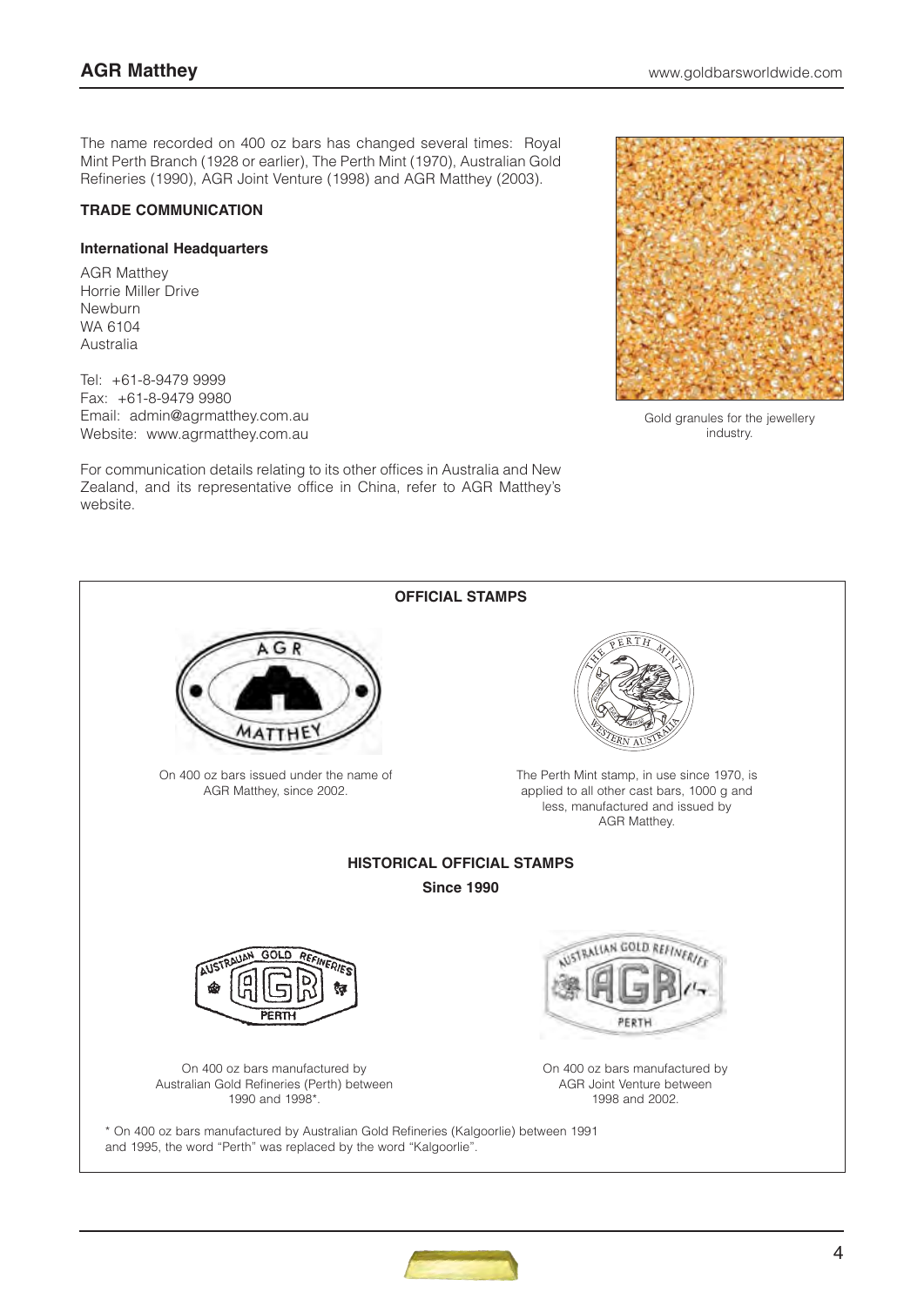The name recorded on 400 oz bars has changed several times: Royal Mint Perth Branch (1928 or earlier), The Perth Mint (1970), Australian Gold Refineries (1990), AGR Joint Venture (1998) and AGR Matthey (2003).

### TRADE COMMUNICATION

**International Headquarters**

AGR Matthey
Horrie Miller Drive
Newburn
WA 6104
Australia

Tel: +61-8-9479 9999
Fax: +61-8-9479 9980
Email: admin@agrmatthey.com.au
Website: www.agrmatthey.com.au

For communication details relating to its other offices in Australia and New Zealand, and its representative office in China, refer to AGR Matthey's website.

Gold granules for the jewellery industry.

### OFFICIAL STAMPS

On 400 oz bars issued under the name of AGR Matthey, since 2002.

The Perth Mint stamp, in use since 1970, is applied to all other cast bars, 1000 g and less, manufactured and issued by AGR Matthey.

### HISTORICAL OFFICIAL STAMPS

**Since 1990**

On 400 oz bars manufactured by Australian Gold Refineries (Perth) between 1990 and 1998*.

On 400 oz bars manufactured by AGR Joint Venture between 1998 and 2002.

* On 400 oz bars manufactured by Australian Gold Refineries (Kalgoorlie) between 1991 and 1995, the word "Perth" was replaced by the word "Kalgoorlie".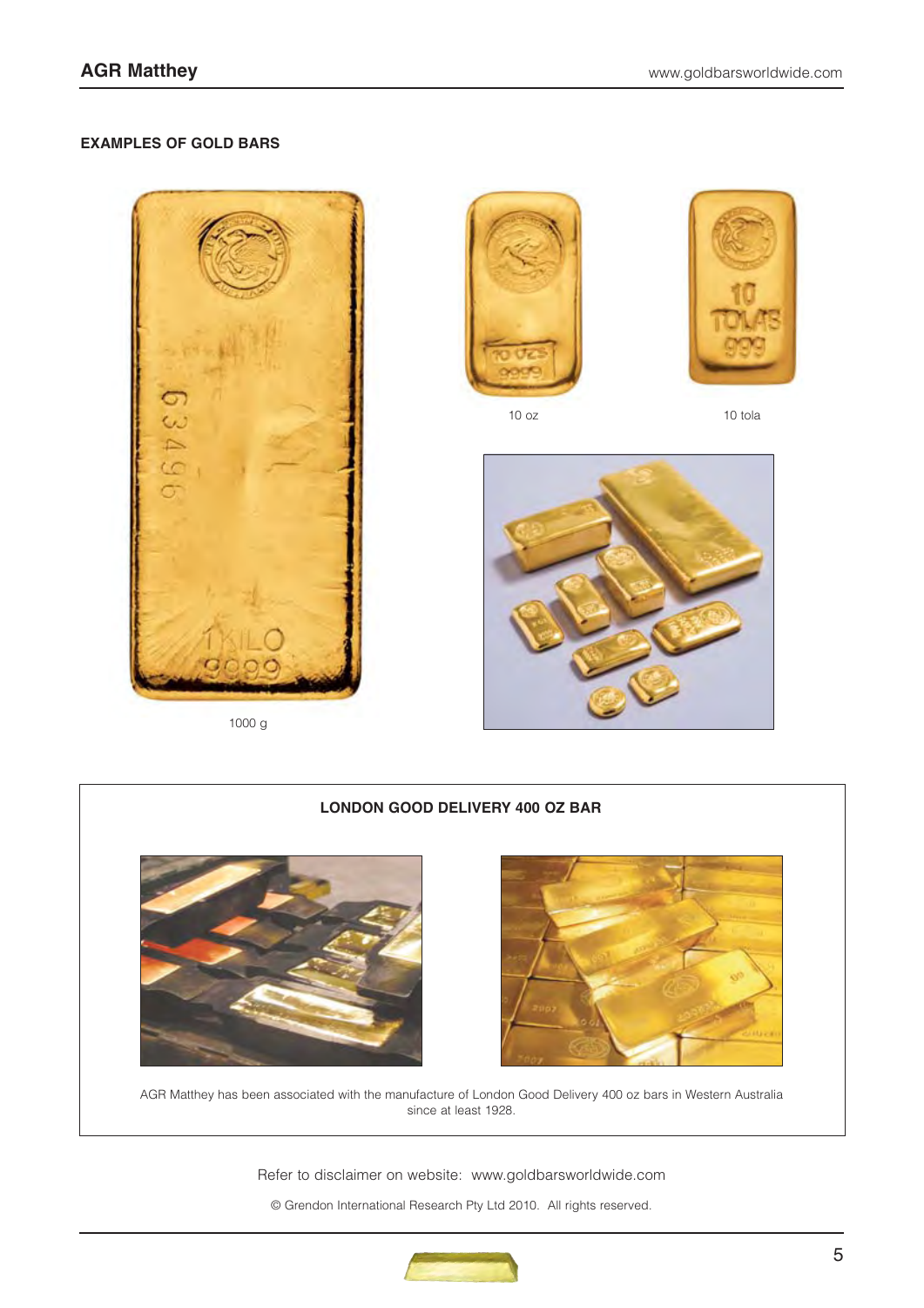## EXAMPLES OF GOLD BARS

1000 g

10 oz

10 tola

### LONDON GOOD DELIVERY 400 OZ BAR

AGR Matthey has been associated with the manufacture of London Good Delivery 400 oz bars in Western Australia since at least 1928.

Refer to disclaimer on website: www.goldbarsworldwide.com

© Grendon International Research Pty Ltd 2010. All rights reserved.